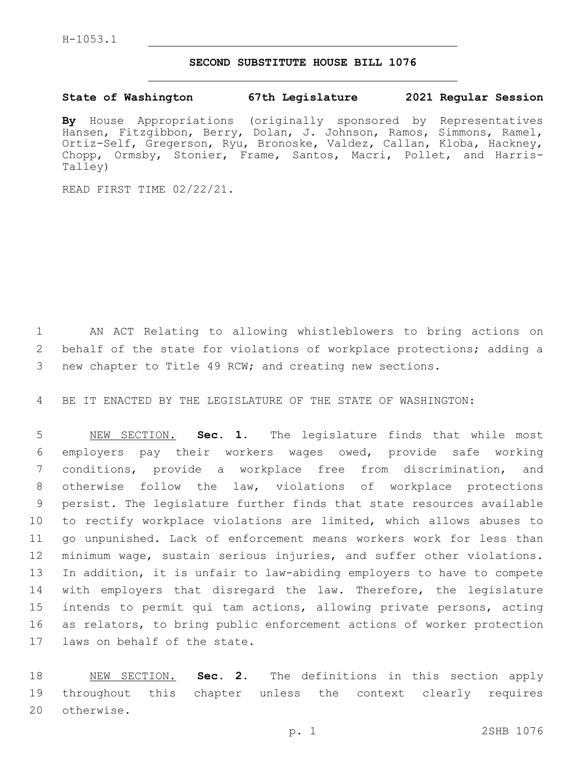H-1053.1

# SECOND SUBSTITUTE HOUSE BILL 1076

**State of Washington 67th Legislature 2021 Regular Session**

**By** House Appropriations (originally sponsored by Representatives Hansen, Fitzgibbon, Berry, Dolan, J. Johnson, Ramos, Simmons, Ramel, Ortiz-Self, Gregerson, Ryu, Bronoske, Valdez, Callan, Kloba, Hackney, Chopp, Ormsby, Stonier, Frame, Santos, Macri, Pollet, and Harris-Talley)

READ FIRST TIME 02/22/21.

AN ACT Relating to allowing whistleblowers to bring actions on behalf of the state for violations of workplace protections; adding a new chapter to Title 49 RCW; and creating new sections.

BE IT ENACTED BY THE LEGISLATURE OF THE STATE OF WASHINGTON:

NEW SECTION. **Sec. 1.** The legislature finds that while most employers pay their workers wages owed, provide safe working conditions, provide a workplace free from discrimination, and otherwise follow the law, violations of workplace protections persist. The legislature further finds that state resources available to rectify workplace violations are limited, which allows abuses to go unpunished. Lack of enforcement means workers work for less than minimum wage, sustain serious injuries, and suffer other violations. In addition, it is unfair to law-abiding employers to have to compete with employers that disregard the law. Therefore, the legislature intends to permit qui tam actions, allowing private persons, acting as relators, to bring public enforcement actions of worker protection laws on behalf of the state.

NEW SECTION. **Sec. 2.** The definitions in this section apply throughout this chapter unless the context clearly requires otherwise.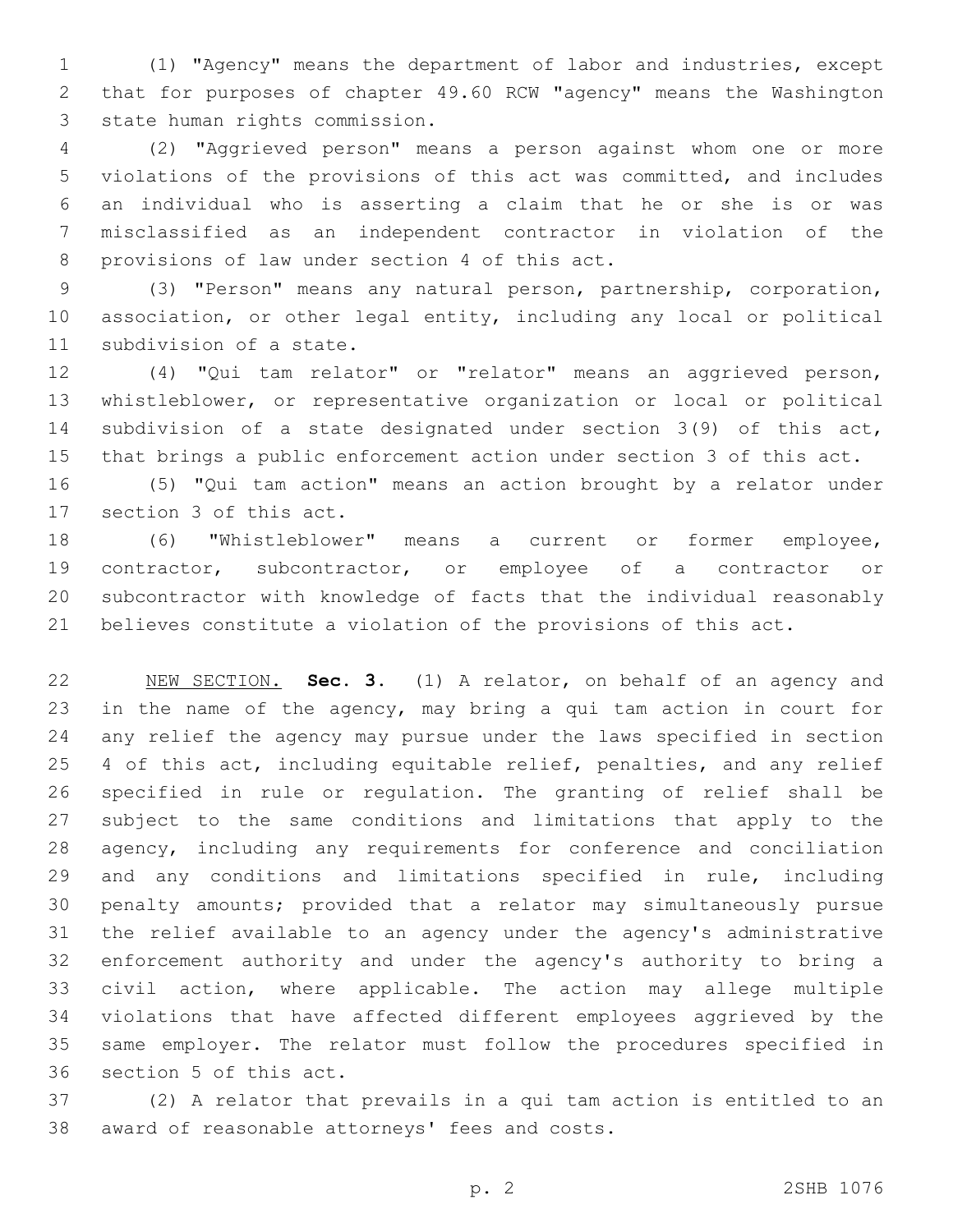(1) "Agency" means the department of labor and industries, except that for purposes of chapter 49.60 RCW "agency" means the Washington state human rights commission.

(2) "Aggrieved person" means a person against whom one or more violations of the provisions of this act was committed, and includes an individual who is asserting a claim that he or she is or was misclassified as an independent contractor in violation of the provisions of law under section 4 of this act.

(3) "Person" means any natural person, partnership, corporation, association, or other legal entity, including any local or political subdivision of a state.

(4) "Qui tam relator" or "relator" means an aggrieved person, whistleblower, or representative organization or local or political subdivision of a state designated under section 3(9) of this act, that brings a public enforcement action under section 3 of this act.

(5) "Qui tam action" means an action brought by a relator under section 3 of this act.

(6) "Whistleblower" means a current or former employee, contractor, subcontractor, or employee of a contractor or subcontractor with knowledge of facts that the individual reasonably believes constitute a violation of the provisions of this act.

NEW SECTION. **Sec. 3.** (1) A relator, on behalf of an agency and in the name of the agency, may bring a qui tam action in court for any relief the agency may pursue under the laws specified in section 4 of this act, including equitable relief, penalties, and any relief specified in rule or regulation. The granting of relief shall be subject to the same conditions and limitations that apply to the agency, including any requirements for conference and conciliation and any conditions and limitations specified in rule, including penalty amounts; provided that a relator may simultaneously pursue the relief available to an agency under the agency's administrative enforcement authority and under the agency's authority to bring a civil action, where applicable. The action may allege multiple violations that have affected different employees aggrieved by the same employer. The relator must follow the procedures specified in section 5 of this act.

(2) A relator that prevails in a qui tam action is entitled to an award of reasonable attorneys' fees and costs.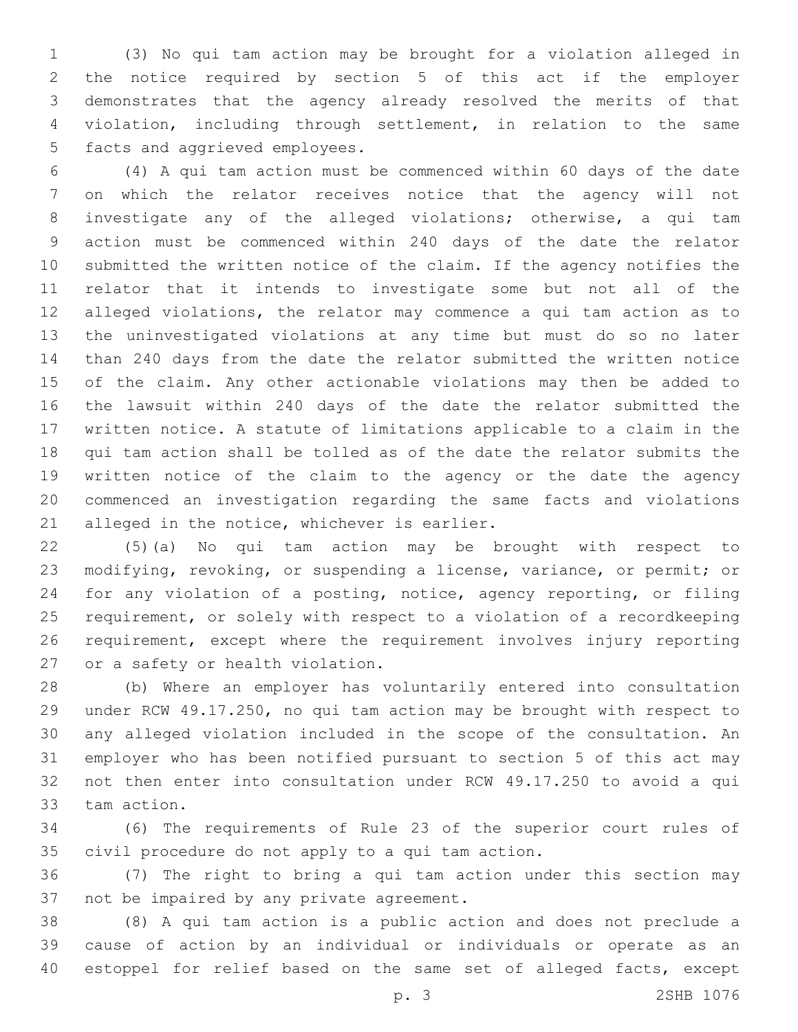(3) No qui tam action may be brought for a violation alleged in the notice required by section 5 of this act if the employer demonstrates that the agency already resolved the merits of that violation, including through settlement, in relation to the same facts and aggrieved employees.

(4) A qui tam action must be commenced within 60 days of the date on which the relator receives notice that the agency will not investigate any of the alleged violations; otherwise, a qui tam action must be commenced within 240 days of the date the relator submitted the written notice of the claim. If the agency notifies the relator that it intends to investigate some but not all of the alleged violations, the relator may commence a qui tam action as to the uninvestigated violations at any time but must do so no later than 240 days from the date the relator submitted the written notice of the claim. Any other actionable violations may then be added to the lawsuit within 240 days of the date the relator submitted the written notice. A statute of limitations applicable to a claim in the qui tam action shall be tolled as of the date the relator submits the written notice of the claim to the agency or the date the agency commenced an investigation regarding the same facts and violations alleged in the notice, whichever is earlier.

(5)(a) No qui tam action may be brought with respect to modifying, revoking, or suspending a license, variance, or permit; or for any violation of a posting, notice, agency reporting, or filing requirement, or solely with respect to a violation of a recordkeeping requirement, except where the requirement involves injury reporting or a safety or health violation.

(b) Where an employer has voluntarily entered into consultation under RCW 49.17.250, no qui tam action may be brought with respect to any alleged violation included in the scope of the consultation. An employer who has been notified pursuant to section 5 of this act may not then enter into consultation under RCW 49.17.250 to avoid a qui tam action.

(6) The requirements of Rule 23 of the superior court rules of civil procedure do not apply to a qui tam action.

(7) The right to bring a qui tam action under this section may not be impaired by any private agreement.

(8) A qui tam action is a public action and does not preclude a cause of action by an individual or individuals or operate as an estoppel for relief based on the same set of alleged facts, except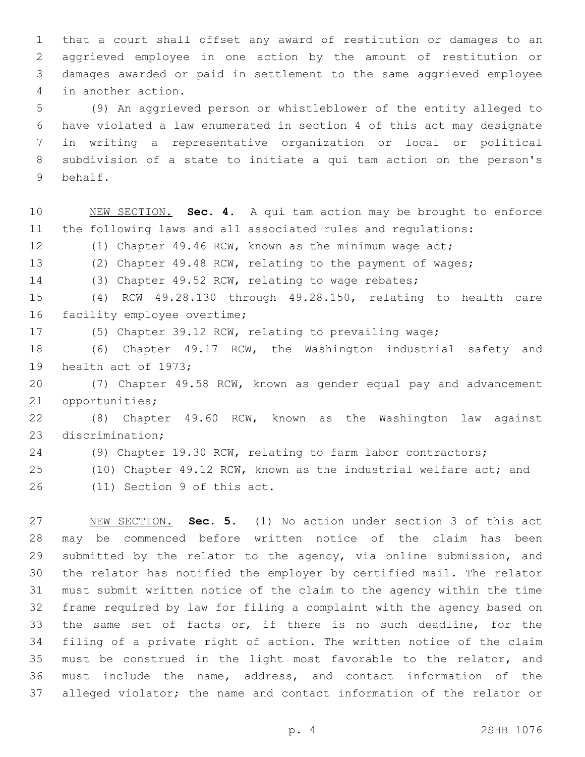that a court shall offset any award of restitution or damages to an aggrieved employee in one action by the amount of restitution or damages awarded or paid in settlement to the same aggrieved employee in another action.

(9) An aggrieved person or whistleblower of the entity alleged to have violated a law enumerated in section 4 of this act may designate in writing a representative organization or local or political subdivision of a state to initiate a qui tam action on the person's behalf.

NEW SECTION. **Sec. 4.** A qui tam action may be brought to enforce the following laws and all associated rules and regulations:

(1) Chapter 49.46 RCW, known as the minimum wage act;

(2) Chapter 49.48 RCW, relating to the payment of wages;

(3) Chapter 49.52 RCW, relating to wage rebates;

(4) RCW 49.28.130 through 49.28.150, relating to health care facility employee overtime;

(5) Chapter 39.12 RCW, relating to prevailing wage;

(6) Chapter 49.17 RCW, the Washington industrial safety and health act of 1973;

(7) Chapter 49.58 RCW, known as gender equal pay and advancement opportunities;

(8) Chapter 49.60 RCW, known as the Washington law against discrimination;

(9) Chapter 19.30 RCW, relating to farm labor contractors;

(10) Chapter 49.12 RCW, known as the industrial welfare act; and

(11) Section 9 of this act.

NEW SECTION. **Sec. 5.** (1) No action under section 3 of this act may be commenced before written notice of the claim has been submitted by the relator to the agency, via online submission, and the relator has notified the employer by certified mail. The relator must submit written notice of the claim to the agency within the time frame required by law for filing a complaint with the agency based on the same set of facts or, if there is no such deadline, for the filing of a private right of action. The written notice of the claim must be construed in the light most favorable to the relator, and must include the name, address, and contact information of the alleged violator; the name and contact information of the relator or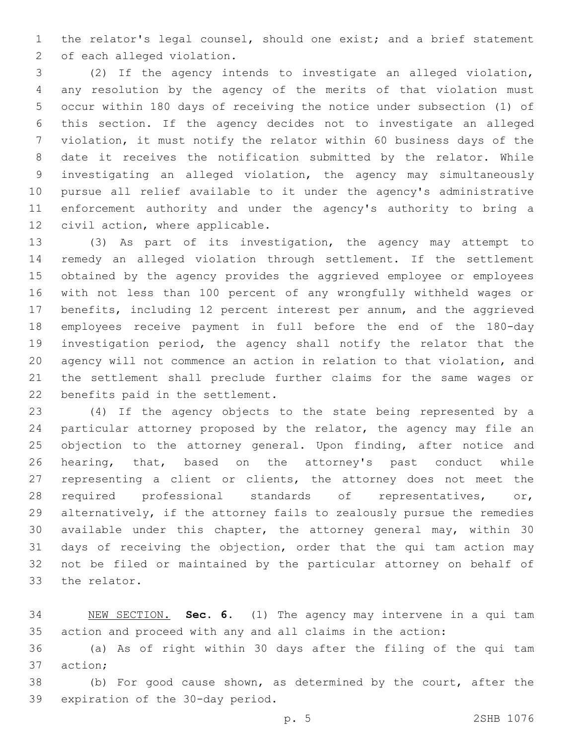the relator's legal counsel, should one exist; and a brief statement of each alleged violation.

(2) If the agency intends to investigate an alleged violation, any resolution by the agency of the merits of that violation must occur within 180 days of receiving the notice under subsection (1) of this section. If the agency decides not to investigate an alleged violation, it must notify the relator within 60 business days of the date it receives the notification submitted by the relator. While investigating an alleged violation, the agency may simultaneously pursue all relief available to it under the agency's administrative enforcement authority and under the agency's authority to bring a civil action, where applicable.

(3) As part of its investigation, the agency may attempt to remedy an alleged violation through settlement. If the settlement obtained by the agency provides the aggrieved employee or employees with not less than 100 percent of any wrongfully withheld wages or benefits, including 12 percent interest per annum, and the aggrieved employees receive payment in full before the end of the 180-day investigation period, the agency shall notify the relator that the agency will not commence an action in relation to that violation, and the settlement shall preclude further claims for the same wages or benefits paid in the settlement.

(4) If the agency objects to the state being represented by a particular attorney proposed by the relator, the agency may file an objection to the attorney general. Upon finding, after notice and hearing, that, based on the attorney's past conduct while representing a client or clients, the attorney does not meet the required professional standards of representatives, or, alternatively, if the attorney fails to zealously pursue the remedies available under this chapter, the attorney general may, within 30 days of receiving the objection, order that the qui tam action may not be filed or maintained by the particular attorney on behalf of the relator.

NEW SECTION. **Sec. 6.** (1) The agency may intervene in a qui tam action and proceed with any and all claims in the action:

(a) As of right within 30 days after the filing of the qui tam action;

(b) For good cause shown, as determined by the court, after the expiration of the 30-day period.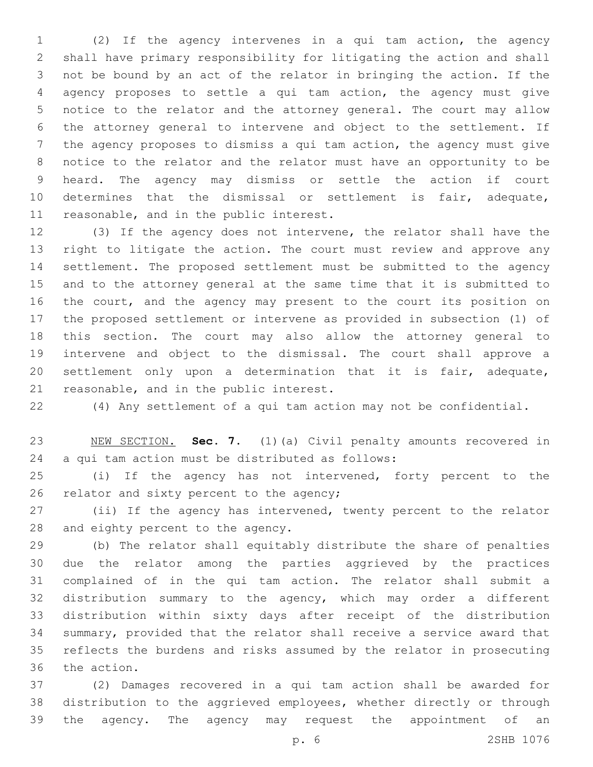(2) If the agency intervenes in a qui tam action, the agency shall have primary responsibility for litigating the action and shall not be bound by an act of the relator in bringing the action. If the agency proposes to settle a qui tam action, the agency must give notice to the relator and the attorney general. The court may allow the attorney general to intervene and object to the settlement. If the agency proposes to dismiss a qui tam action, the agency must give notice to the relator and the relator must have an opportunity to be heard. The agency may dismiss or settle the action if court determines that the dismissal or settlement is fair, adequate, reasonable, and in the public interest.

(3) If the agency does not intervene, the relator shall have the right to litigate the action. The court must review and approve any settlement. The proposed settlement must be submitted to the agency and to the attorney general at the same time that it is submitted to the court, and the agency may present to the court its position on the proposed settlement or intervene as provided in subsection (1) of this section. The court may also allow the attorney general to intervene and object to the dismissal. The court shall approve a settlement only upon a determination that it is fair, adequate, reasonable, and in the public interest.

(4) Any settlement of a qui tam action may not be confidential.

<u>NEW SECTION.</u> **Sec. 7.** (1)(a) Civil penalty amounts recovered in a qui tam action must be distributed as follows:

(i) If the agency has not intervened, forty percent to the relator and sixty percent to the agency;

(ii) If the agency has intervened, twenty percent to the relator and eighty percent to the agency.

(b) The relator shall equitably distribute the share of penalties due the relator among the parties aggrieved by the practices complained of in the qui tam action. The relator shall submit a distribution summary to the agency, which may order a different distribution within sixty days after receipt of the distribution summary, provided that the relator shall receive a service award that reflects the burdens and risks assumed by the relator in prosecuting the action.

(2) Damages recovered in a qui tam action shall be awarded for distribution to the aggrieved employees, whether directly or through the agency. The agency may request the appointment of an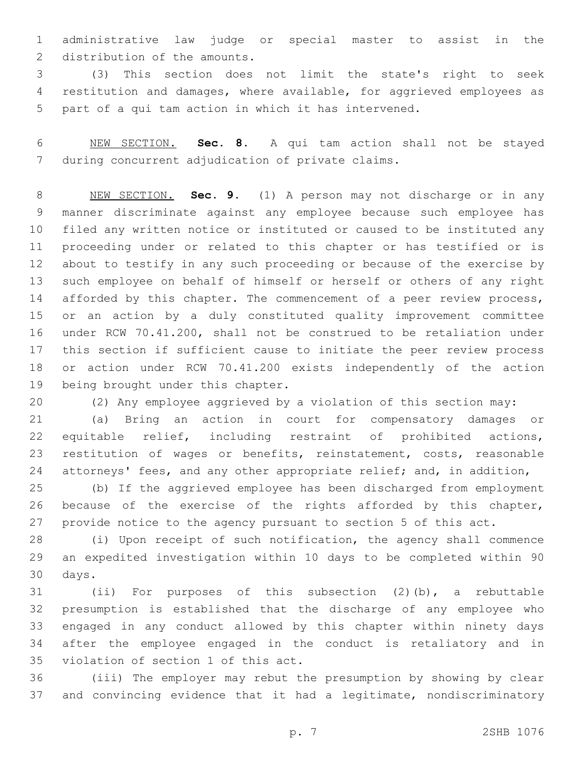administrative law judge or special master to assist in the distribution of the amounts.

(3) This section does not limit the state's right to seek restitution and damages, where available, for aggrieved employees as part of a qui tam action in which it has intervened.

NEW SECTION. **Sec. 8.** A qui tam action shall not be stayed during concurrent adjudication of private claims.

NEW SECTION. **Sec. 9.** (1) A person may not discharge or in any manner discriminate against any employee because such employee has filed any written notice or instituted or caused to be instituted any proceeding under or related to this chapter or has testified or is about to testify in any such proceeding or because of the exercise by such employee on behalf of himself or herself or others of any right afforded by this chapter. The commencement of a peer review process, or an action by a duly constituted quality improvement committee under RCW 70.41.200, shall not be construed to be retaliation under this section if sufficient cause to initiate the peer review process or action under RCW 70.41.200 exists independently of the action being brought under this chapter.

(2) Any employee aggrieved by a violation of this section may:

(a) Bring an action in court for compensatory damages or equitable relief, including restraint of prohibited actions, restitution of wages or benefits, reinstatement, costs, reasonable attorneys' fees, and any other appropriate relief; and, in addition,

(b) If the aggrieved employee has been discharged from employment because of the exercise of the rights afforded by this chapter, provide notice to the agency pursuant to section 5 of this act.

(i) Upon receipt of such notification, the agency shall commence an expedited investigation within 10 days to be completed within 90 days.

(ii) For purposes of this subsection (2)(b), a rebuttable presumption is established that the discharge of any employee who engaged in any conduct allowed by this chapter within ninety days after the employee engaged in the conduct is retaliatory and in violation of section 1 of this act.

(iii) The employer may rebut the presumption by showing by clear and convincing evidence that it had a legitimate, nondiscriminatory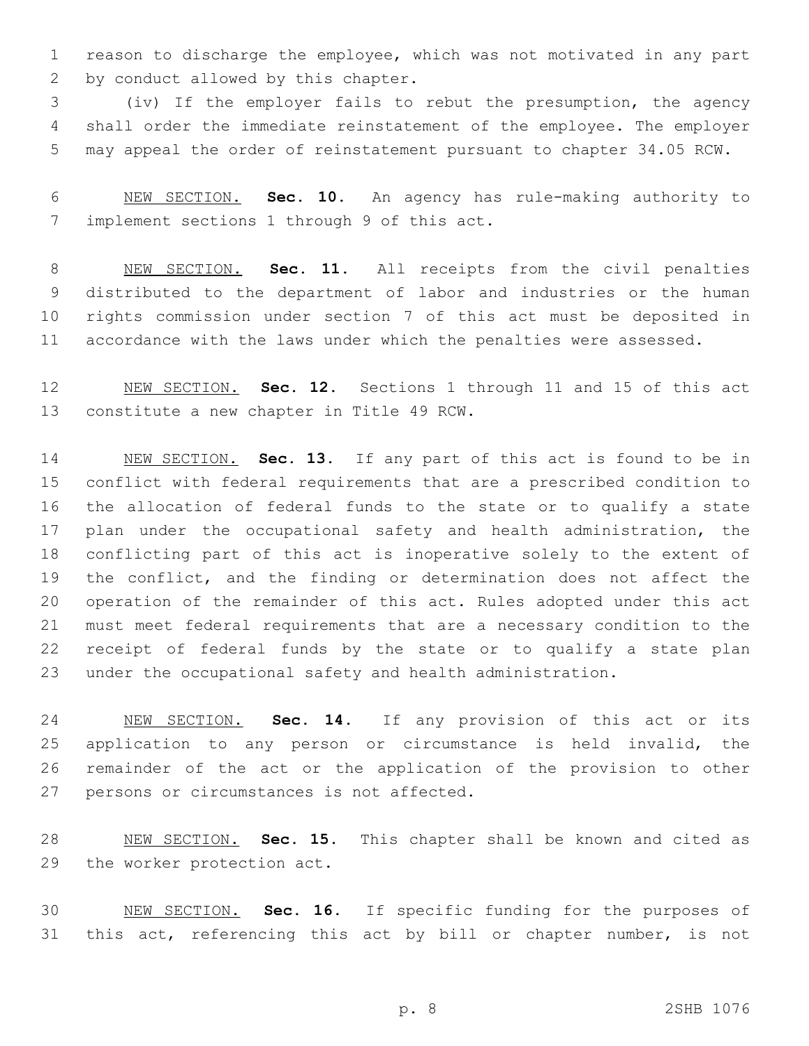reason to discharge the employee, which was not motivated in any part by conduct allowed by this chapter.

(iv) If the employer fails to rebut the presumption, the agency shall order the immediate reinstatement of the employee. The employer may appeal the order of reinstatement pursuant to chapter 34.05 RCW.

NEW SECTION. **Sec. 10.** An agency has rule-making authority to implement sections 1 through 9 of this act.

NEW SECTION. **Sec. 11.** All receipts from the civil penalties distributed to the department of labor and industries or the human rights commission under section 7 of this act must be deposited in accordance with the laws under which the penalties were assessed.

NEW SECTION. **Sec. 12.** Sections 1 through 11 and 15 of this act constitute a new chapter in Title 49 RCW.

NEW SECTION. **Sec. 13.** If any part of this act is found to be in conflict with federal requirements that are a prescribed condition to the allocation of federal funds to the state or to qualify a state plan under the occupational safety and health administration, the conflicting part of this act is inoperative solely to the extent of the conflict, and the finding or determination does not affect the operation of the remainder of this act. Rules adopted under this act must meet federal requirements that are a necessary condition to the receipt of federal funds by the state or to qualify a state plan under the occupational safety and health administration.

NEW SECTION. **Sec. 14.** If any provision of this act or its application to any person or circumstance is held invalid, the remainder of the act or the application of the provision to other persons or circumstances is not affected.

NEW SECTION. **Sec. 15.** This chapter shall be known and cited as the worker protection act.

NEW SECTION. **Sec. 16.** If specific funding for the purposes of this act, referencing this act by bill or chapter number, is not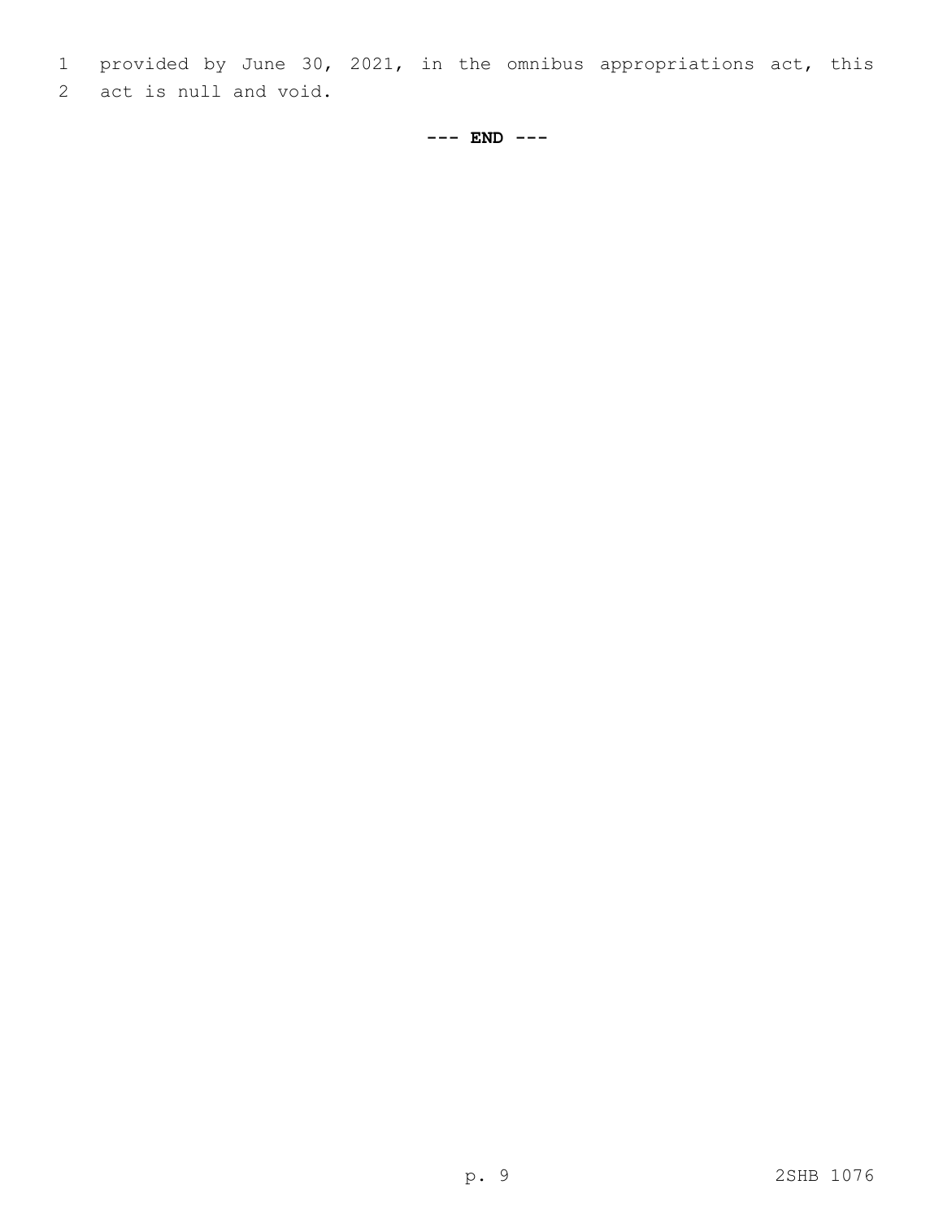provided by June 30, 2021, in the omnibus appropriations act, this act is null and void.

**--- END ---**